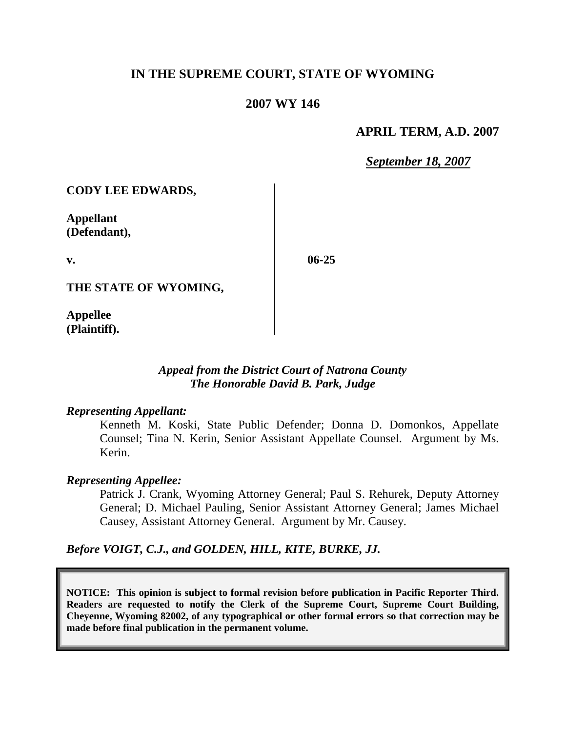# IN THE SUPREME COURT, STATE OF WYOMING

## 2007 WY 146

**APRIL TERM, A.D. 2007**

***September 18, 2007***

**CODY LEE EDWARDS,**

**Appellant (Defendant),**

**v.** **06-25**

**THE STATE OF WYOMING,**

**Appellee (Plaintiff).**

*Appeal from the District Court of Natrona County*
*The Honorable David B. Park, Judge*

*Representing Appellant:*

Kenneth M. Koski, State Public Defender; Donna D. Domonkos, Appellate Counsel; Tina N. Kerin, Senior Assistant Appellate Counsel. Argument by Ms. Kerin.

*Representing Appellee:*

Patrick J. Crank, Wyoming Attorney General; Paul S. Rehurek, Deputy Attorney General; D. Michael Pauling, Senior Assistant Attorney General; James Michael Causey, Assistant Attorney General. Argument by Mr. Causey.

*Before VOIGT, C.J., and GOLDEN, HILL, KITE, BURKE, JJ.*

**NOTICE: This opinion is subject to formal revision before publication in Pacific Reporter Third. Readers are requested to notify the Clerk of the Supreme Court, Supreme Court Building, Cheyenne, Wyoming 82002, of any typographical or other formal errors so that correction may be made before final publication in the permanent volume.**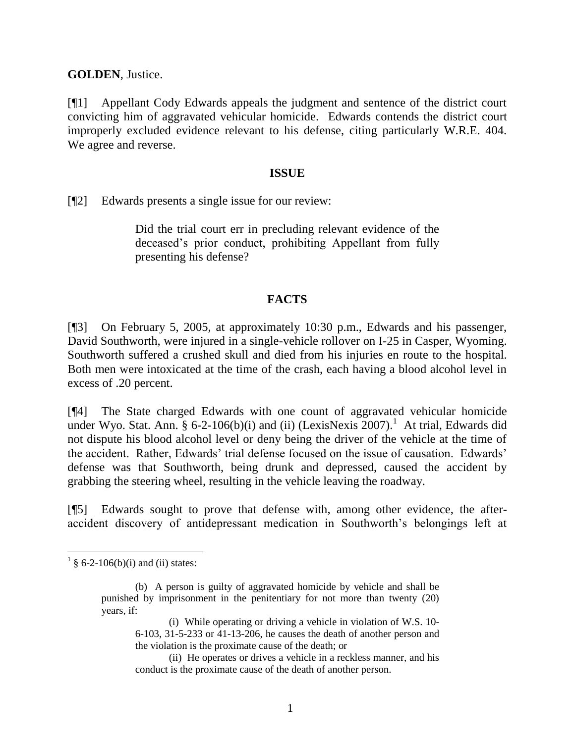**GOLDEN**, Justice.

[¶1] Appellant Cody Edwards appeals the judgment and sentence of the district court convicting him of aggravated vehicular homicide. Edwards contends the district court improperly excluded evidence relevant to his defense, citing particularly W.R.E. 404. We agree and reverse.

## ISSUE

[¶2] Edwards presents a single issue for our review:

> Did the trial court err in precluding relevant evidence of the deceased's prior conduct, prohibiting Appellant from fully presenting his defense?

## FACTS

[¶3] On February 5, 2005, at approximately 10:30 p.m., Edwards and his passenger, David Southworth, were injured in a single-vehicle rollover on I-25 in Casper, Wyoming. Southworth suffered a crushed skull and died from his injuries en route to the hospital. Both men were intoxicated at the time of the crash, each having a blood alcohol level in excess of .20 percent.

[¶4] The State charged Edwards with one count of aggravated vehicular homicide under Wyo. Stat. Ann. § 6-2-106(b)(i) and (ii) (LexisNexis 2007).[1] At trial, Edwards did not dispute his blood alcohol level or deny being the driver of the vehicle at the time of the accident. Rather, Edwards' trial defense focused on the issue of causation. Edwards' defense was that Southworth, being drunk and depressed, caused the accident by grabbing the steering wheel, resulting in the vehicle leaving the roadway.

[¶5] Edwards sought to prove that defense with, among other evidence, the after-accident discovery of antidepressant medication in Southworth's belongings left at

---

[1] § 6-2-106(b)(i) and (ii) states:

> (b) A person is guilty of aggravated homicide by vehicle and shall be punished by imprisonment in the penitentiary for not more than twenty (20) years, if:
>
> (i) While operating or driving a vehicle in violation of W.S. 10-6-103, 31-5-233 or 41-13-206, he causes the death of another person and the violation is the proximate cause of the death; or
>
> (ii) He operates or drives a vehicle in a reckless manner, and his conduct is the proximate cause of the death of another person.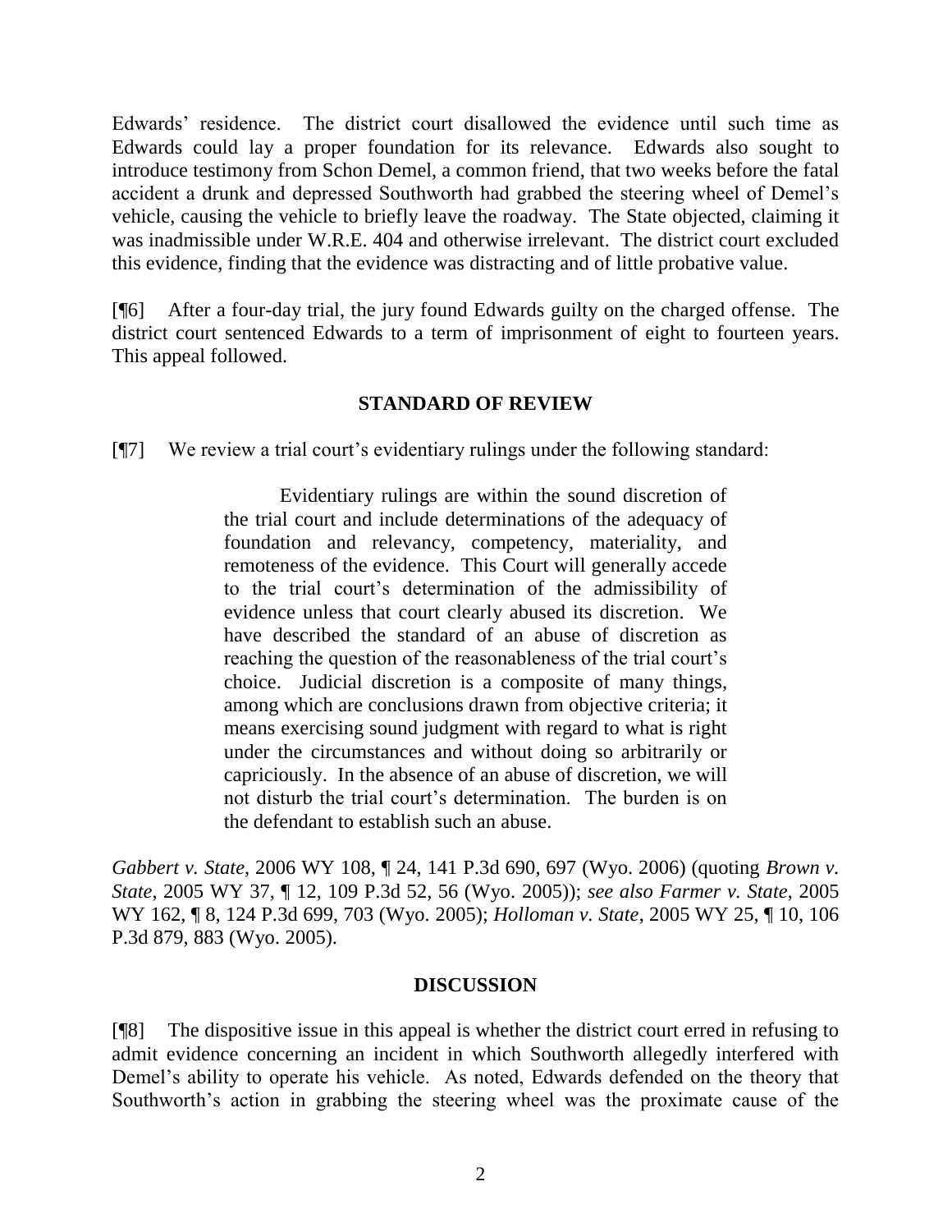Edwards' residence. The district court disallowed the evidence until such time as Edwards could lay a proper foundation for its relevance. Edwards also sought to introduce testimony from Schon Demel, a common friend, that two weeks before the fatal accident a drunk and depressed Southworth had grabbed the steering wheel of Demel's vehicle, causing the vehicle to briefly leave the roadway. The State objected, claiming it was inadmissible under W.R.E. 404 and otherwise irrelevant. The district court excluded this evidence, finding that the evidence was distracting and of little probative value.

[¶6] After a four-day trial, the jury found Edwards guilty on the charged offense. The district court sentenced Edwards to a term of imprisonment of eight to fourteen years. This appeal followed.

## STANDARD OF REVIEW

[¶7] We review a trial court's evidentiary rulings under the following standard:

> Evidentiary rulings are within the sound discretion of the trial court and include determinations of the adequacy of foundation and relevancy, competency, materiality, and remoteness of the evidence. This Court will generally accede to the trial court's determination of the admissibility of evidence unless that court clearly abused its discretion. We have described the standard of an abuse of discretion as reaching the question of the reasonableness of the trial court's choice. Judicial discretion is a composite of many things, among which are conclusions drawn from objective criteria; it means exercising sound judgment with regard to what is right under the circumstances and without doing so arbitrarily or capriciously. In the absence of an abuse of discretion, we will not disturb the trial court's determination. The burden is on the defendant to establish such an abuse.

*Gabbert v. State*, 2006 WY 108, ¶ 24, 141 P.3d 690, 697 (Wyo. 2006) (quoting *Brown v. State*, 2005 WY 37, ¶ 12, 109 P.3d 52, 56 (Wyo. 2005)); *see also Farmer v. State*, 2005 WY 162, ¶ 8, 124 P.3d 699, 703 (Wyo. 2005); *Holloman v. State*, 2005 WY 25, ¶ 10, 106 P.3d 879, 883 (Wyo. 2005).

## DISCUSSION

[¶8] The dispositive issue in this appeal is whether the district court erred in refusing to admit evidence concerning an incident in which Southworth allegedly interfered with Demel's ability to operate his vehicle. As noted, Edwards defended on the theory that Southworth's action in grabbing the steering wheel was the proximate cause of the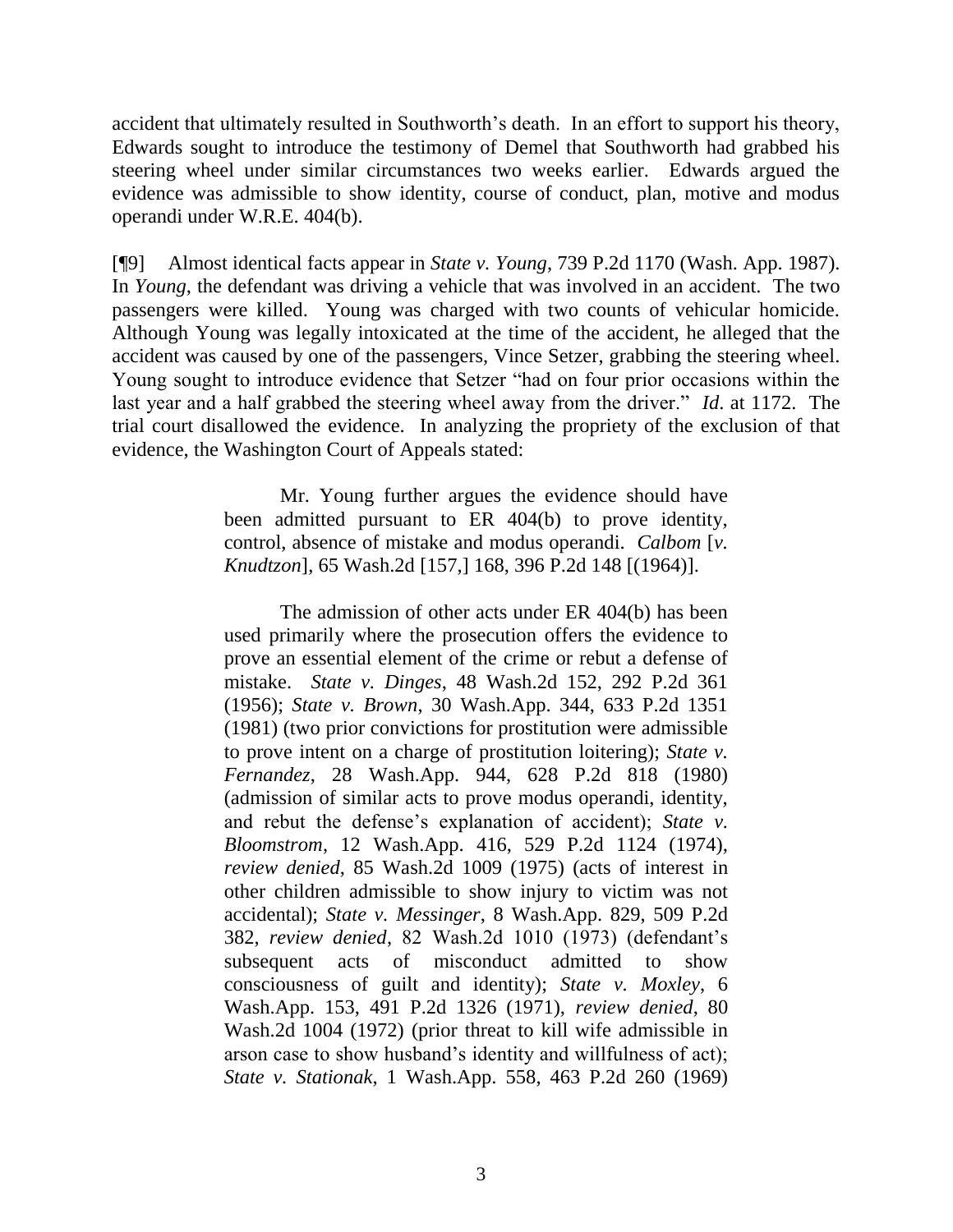accident that ultimately resulted in Southworth's death. In an effort to support his theory, Edwards sought to introduce the testimony of Demel that Southworth had grabbed his steering wheel under similar circumstances two weeks earlier. Edwards argued the evidence was admissible to show identity, course of conduct, plan, motive and modus operandi under W.R.E. 404(b).

[¶9] Almost identical facts appear in *State v. Young*, 739 P.2d 1170 (Wash. App. 1987). In *Young*, the defendant was driving a vehicle that was involved in an accident. The two passengers were killed. Young was charged with two counts of vehicular homicide. Although Young was legally intoxicated at the time of the accident, he alleged that the accident was caused by one of the passengers, Vince Setzer, grabbing the steering wheel. Young sought to introduce evidence that Setzer "had on four prior occasions within the last year and a half grabbed the steering wheel away from the driver." *Id*. at 1172. The trial court disallowed the evidence. In analyzing the propriety of the exclusion of that evidence, the Washington Court of Appeals stated:

> Mr. Young further argues the evidence should have been admitted pursuant to ER 404(b) to prove identity, control, absence of mistake and modus operandi. *Calbom* [*v. Knudtzon*], 65 Wash.2d [157,] 168, 396 P.2d 148 [(1964)].
>
> The admission of other acts under ER 404(b) has been used primarily where the prosecution offers the evidence to prove an essential element of the crime or rebut a defense of mistake. *State v. Dinges*, 48 Wash.2d 152, 292 P.2d 361 (1956); *State v. Brown*, 30 Wash.App. 344, 633 P.2d 1351 (1981) (two prior convictions for prostitution were admissible to prove intent on a charge of prostitution loitering); *State v. Fernandez*, 28 Wash.App. 944, 628 P.2d 818 (1980) (admission of similar acts to prove modus operandi, identity, and rebut the defense's explanation of accident); *State v. Bloomstrom*, 12 Wash.App. 416, 529 P.2d 1124 (1974), *review denied*, 85 Wash.2d 1009 (1975) (acts of interest in other children admissible to show injury to victim was not accidental); *State v. Messinger*, 8 Wash.App. 829, 509 P.2d 382, *review denied*, 82 Wash.2d 1010 (1973) (defendant's subsequent acts of misconduct admitted to show consciousness of guilt and identity); *State v. Moxley*, 6 Wash.App. 153, 491 P.2d 1326 (1971), *review denied*, 80 Wash.2d 1004 (1972) (prior threat to kill wife admissible in arson case to show husband's identity and willfulness of act); *State v. Stationak*, 1 Wash.App. 558, 463 P.2d 260 (1969)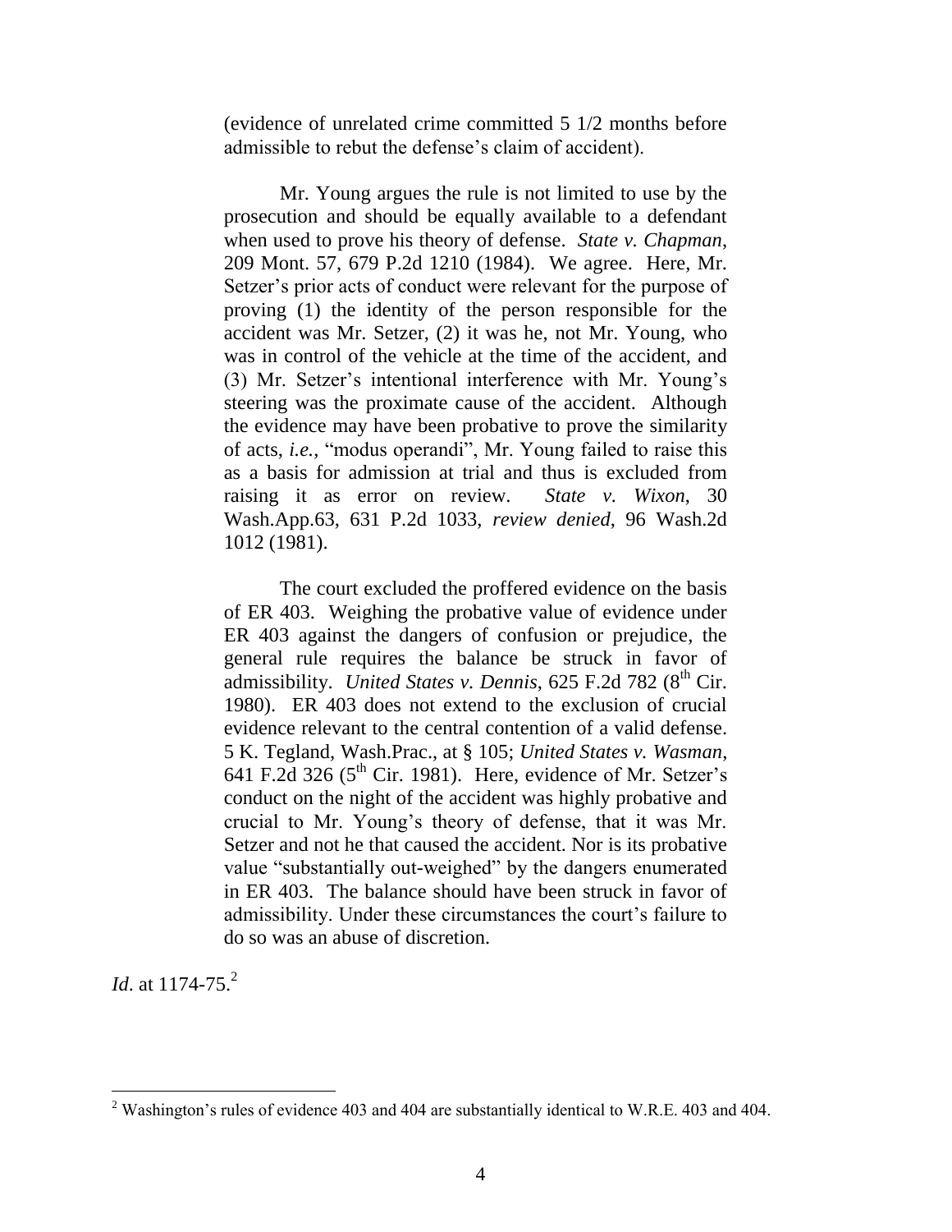> (evidence of unrelated crime committed 5 1/2 months before admissible to rebut the defense's claim of accident).
>
> Mr. Young argues the rule is not limited to use by the prosecution and should be equally available to a defendant when used to prove his theory of defense. *State v. Chapman*, 209 Mont. 57, 679 P.2d 1210 (1984). We agree. Here, Mr. Setzer's prior acts of conduct were relevant for the purpose of proving (1) the identity of the person responsible for the accident was Mr. Setzer, (2) it was he, not Mr. Young, who was in control of the vehicle at the time of the accident, and (3) Mr. Setzer's intentional interference with Mr. Young's steering was the proximate cause of the accident. Although the evidence may have been probative to prove the similarity of acts, *i.e.*, "modus operandi", Mr. Young failed to raise this as a basis for admission at trial and thus is excluded from raising it as error on review. *State v. Wixon*, 30 Wash.App.63, 631 P.2d 1033, *review denied*, 96 Wash.2d 1012 (1981).
>
> The court excluded the proffered evidence on the basis of ER 403. Weighing the probative value of evidence under ER 403 against the dangers of confusion or prejudice, the general rule requires the balance be struck in favor of admissibility. *United States v. Dennis*, 625 F.2d 782 (8th Cir. 1980). ER 403 does not extend to the exclusion of crucial evidence relevant to the central contention of a valid defense. 5 K. Tegland, Wash.Prac., at § 105; *United States v. Wasman*, 641 F.2d 326 (5th Cir. 1981). Here, evidence of Mr. Setzer's conduct on the night of the accident was highly probative and crucial to Mr. Young's theory of defense, that it was Mr. Setzer and not he that caused the accident. Nor is its probative value "substantially out-weighed" by the dangers enumerated in ER 403. The balance should have been struck in favor of admissibility. Under these circumstances the court's failure to do so was an abuse of discretion.

*Id*. at 1174-75.[2]

---

[2] Washington's rules of evidence 403 and 404 are substantially identical to W.R.E. 403 and 404.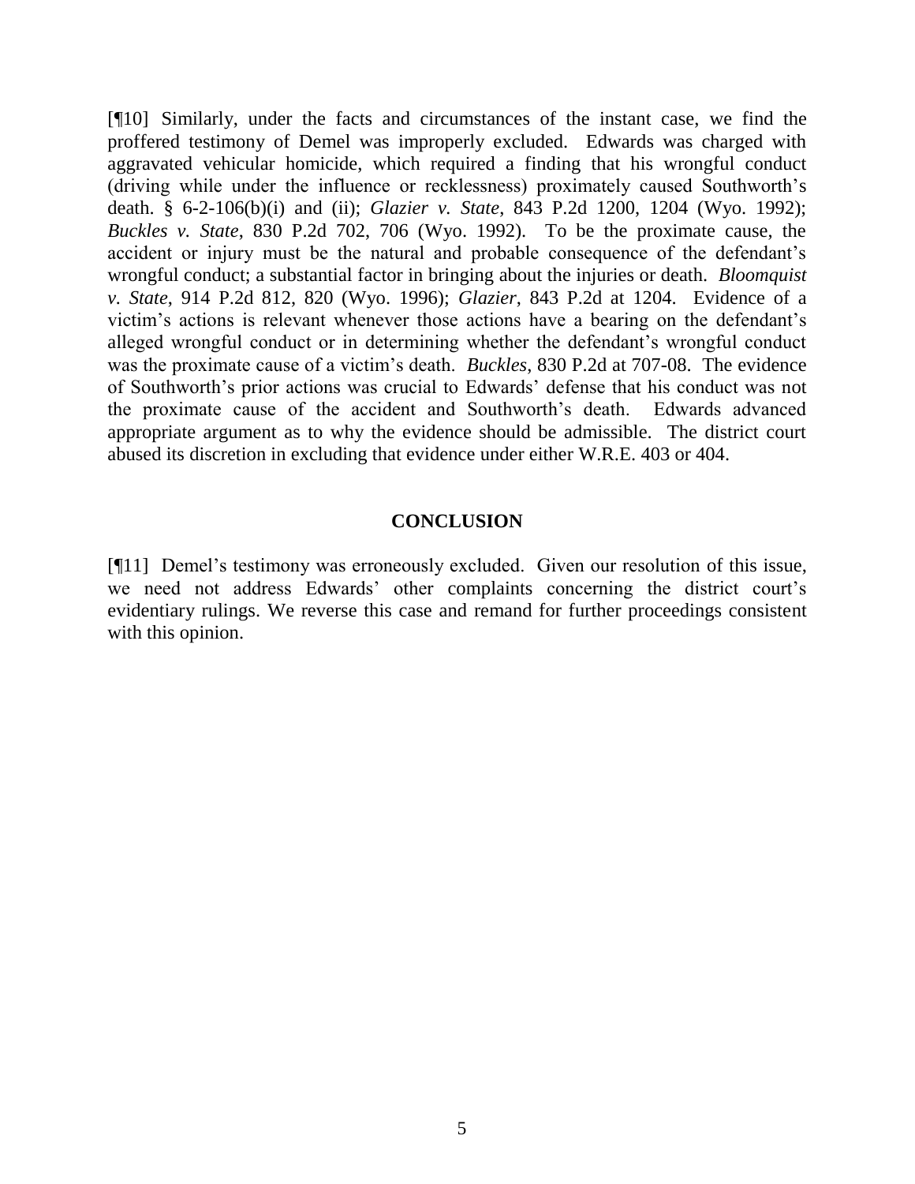[¶10] Similarly, under the facts and circumstances of the instant case, we find the proffered testimony of Demel was improperly excluded. Edwards was charged with aggravated vehicular homicide, which required a finding that his wrongful conduct (driving while under the influence or recklessness) proximately caused Southworth's death. § 6-2-106(b)(i) and (ii); *Glazier v. State*, 843 P.2d 1200, 1204 (Wyo. 1992); *Buckles v. State*, 830 P.2d 702, 706 (Wyo. 1992). To be the proximate cause, the accident or injury must be the natural and probable consequence of the defendant's wrongful conduct; a substantial factor in bringing about the injuries or death. *Bloomquist v. State*, 914 P.2d 812, 820 (Wyo. 1996); *Glazier*, 843 P.2d at 1204. Evidence of a victim's actions is relevant whenever those actions have a bearing on the defendant's alleged wrongful conduct or in determining whether the defendant's wrongful conduct was the proximate cause of a victim's death. *Buckles*, 830 P.2d at 707-08. The evidence of Southworth's prior actions was crucial to Edwards' defense that his conduct was not the proximate cause of the accident and Southworth's death. Edwards advanced appropriate argument as to why the evidence should be admissible. The district court abused its discretion in excluding that evidence under either W.R.E. 403 or 404.

## CONCLUSION

[¶11] Demel's testimony was erroneously excluded. Given our resolution of this issue, we need not address Edwards' other complaints concerning the district court's evidentiary rulings. We reverse this case and remand for further proceedings consistent with this opinion.